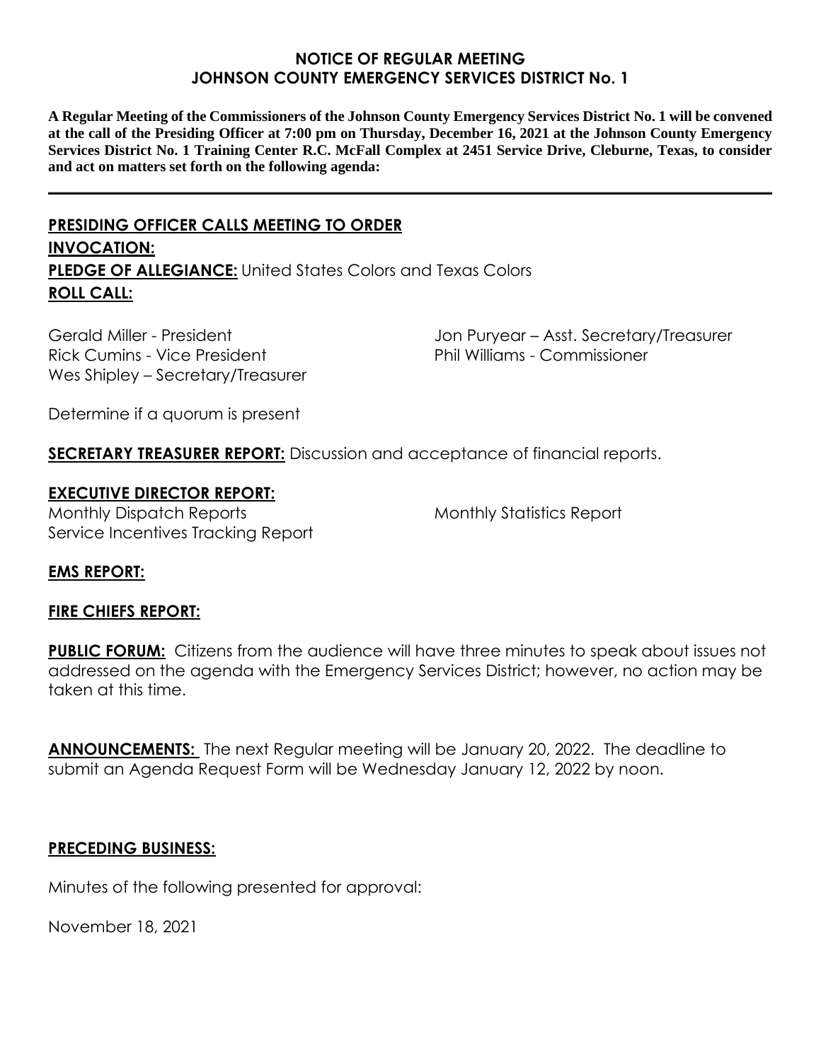# NOTICE OF REGULAR MEETING
# JOHNSON COUNTY EMERGENCY SERVICES DISTRICT No. 1

**A Regular Meeting of the Commissioners of the Johnson County Emergency Services District No. 1 will be convened at the call of the Presiding Officer at 7:00 pm on Thursday, December 16, 2021 at the Johnson County Emergency Services District No. 1 Training Center R.C. McFall Complex at 2451 Service Drive, Cleburne, Texas, to consider and act on matters set forth on the following agenda:**

---

**PRESIDING OFFICER CALLS MEETING TO ORDER**

**INVOCATION:**

**PLEDGE OF ALLEGIANCE:** United States Colors and Texas Colors

**ROLL CALL:**

Gerald Miller - President
Rick Cumins - Vice President
Wes Shipley – Secretary/Treasurer
Jon Puryear – Asst. Secretary/Treasurer
Phil Williams - Commissioner

Determine if a quorum is present

**SECRETARY TREASURER REPORT:** Discussion and acceptance of financial reports.

**EXECUTIVE DIRECTOR REPORT:**

Monthly Dispatch Reports
Service Incentives Tracking Report
Monthly Statistics Report

**EMS REPORT:**

**FIRE CHIEFS REPORT:**

**PUBLIC FORUM:** Citizens from the audience will have three minutes to speak about issues not addressed on the agenda with the Emergency Services District; however, no action may be taken at this time.

**ANNOUNCEMENTS:** The next Regular meeting will be January 20, 2022. The deadline to submit an Agenda Request Form will be Wednesday January 12, 2022 by noon.

**PRECEDING BUSINESS:**

Minutes of the following presented for approval:

November 18, 2021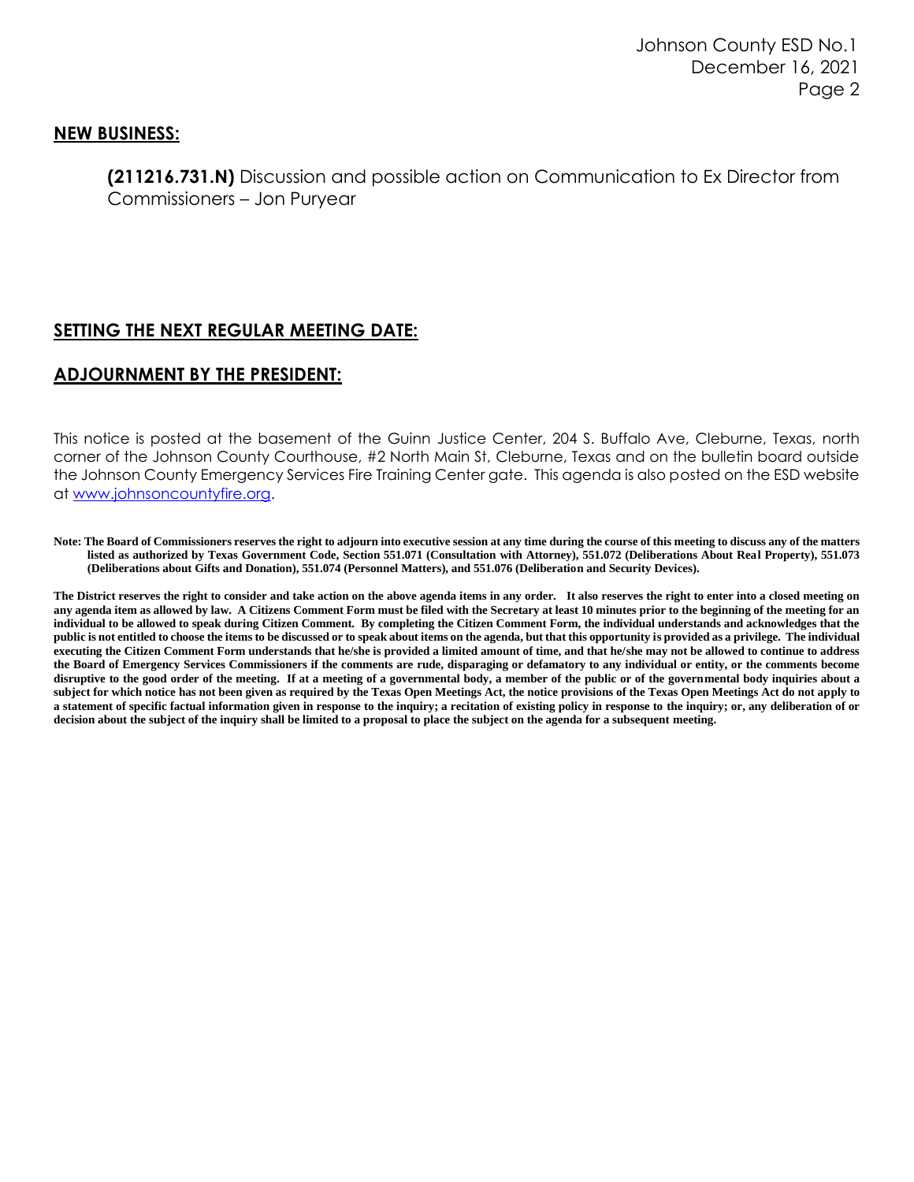## NEW BUSINESS:

**(211216.731.N)** Discussion and possible action on Communication to Ex Director from Commissioners – Jon Puryear

## SETTING THE NEXT REGULAR MEETING DATE:

## ADJOURNMENT BY THE PRESIDENT:

This notice is posted at the basement of the Guinn Justice Center, 204 S. Buffalo Ave, Cleburne, Texas, north corner of the Johnson County Courthouse, #2 North Main St, Cleburne, Texas and on the bulletin board outside the Johnson County Emergency Services Fire Training Center gate. This agenda is also posted on the ESD website at [www.johnsoncountyfire.org](http://www.johnsoncountyfire.org).

**Note: The Board of Commissioners reserves the right to adjourn into executive session at any time during the course of this meeting to discuss any of the matters listed as authorized by Texas Government Code, Section 551.071 (Consultation with Attorney), 551.072 (Deliberations About Real Property), 551.073 (Deliberations about Gifts and Donation), 551.074 (Personnel Matters), and 551.076 (Deliberation and Security Devices).**

**The District reserves the right to consider and take action on the above agenda items in any order. It also reserves the right to enter into a closed meeting on any agenda item as allowed by law. A Citizens Comment Form must be filed with the Secretary at least 10 minutes prior to the beginning of the meeting for an individual to be allowed to speak during Citizen Comment. By completing the Citizen Comment Form, the individual understands and acknowledges that the public is not entitled to choose the items to be discussed or to speak about items on the agenda, but that this opportunity is provided as a privilege. The individual executing the Citizen Comment Form understands that he/she is provided a limited amount of time, and that he/she may not be allowed to continue to address the Board of Emergency Services Commissioners if the comments are rude, disparaging or defamatory to any individual or entity, or the comments become disruptive to the good order of the meeting. If at a meeting of a governmental body, a member of the public or of the governmental body inquiries about a subject for which notice has not been given as required by the Texas Open Meetings Act, the notice provisions of the Texas Open Meetings Act do not apply to a statement of specific factual information given in response to the inquiry; a recitation of existing policy in response to the inquiry; or, any deliberation of or decision about the subject of the inquiry shall be limited to a proposal to place the subject on the agenda for a subsequent meeting.**